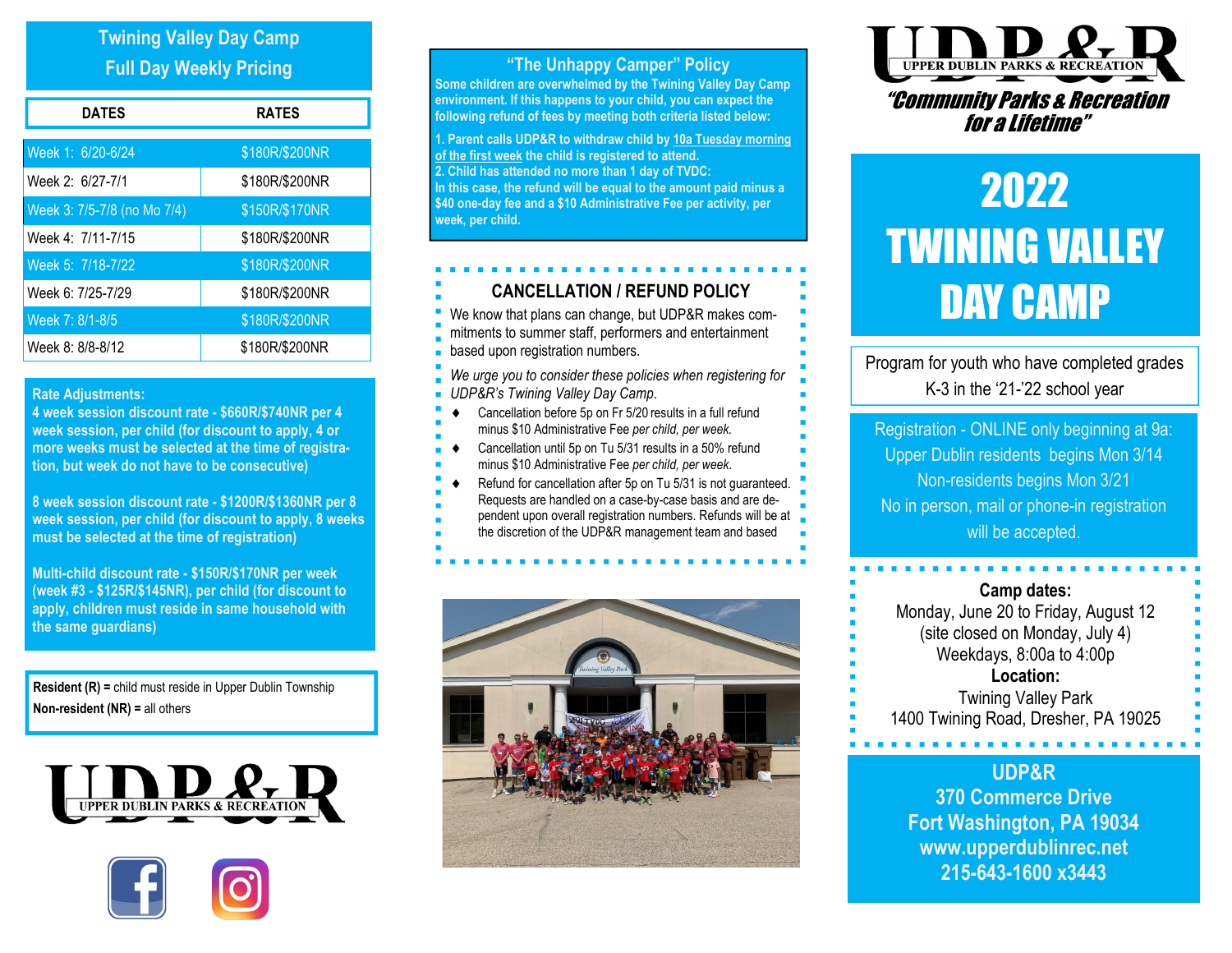## Twining Valley Day Camp
## Full Day Weekly Pricing

| DATES | RATES |
|---|---|
| Week 1: 6/20-6/24 | $180R/$200NR |
| Week 2: 6/27-7/1 | $180R/$200NR |
| Week 3: 7/5-7/8 (no Mo 7/4) | $150R/$170NR |
| Week 4: 7/11-7/15 | $180R/$200NR |
| Week 5: 7/18-7/22 | $180R/$200NR |
| Week 6: 7/25-7/29 | $180R/$200NR |
| Week 7: 8/1-8/5 | $180R/$200NR |
| Week 8: 8/8-8/12 | $180R/$200NR |

**Rate Adjustments:**

**4 week session discount rate - $660R/$740NR per 4 week session, per child (for discount to apply, 4 or more weeks must be selected at the time of registration, but week do not have to be consecutive)**

**8 week session discount rate - $1200R/$1360NR per 8 week session, per child (for discount to apply, 8 weeks must be selected at the time of registration)**

**Multi-child discount rate - $150R/$170NR per week (week #3 - $125R/$145NR), per child (for discount to apply, children must reside in same household with the same guardians)**

**Resident (R) =** child must reside in Upper Dublin Township
**Non-resident (NR) =** all others

UDP&R — UPPER DUBLIN PARKS & RECREATION

## "The Unhappy Camper" Policy

**Some children are overwhelmed by the Twining Valley Day Camp environment. If this happens to your child, you can expect the following refund of fees by meeting both criteria listed below:**

**1. Parent calls UDP&R to withdraw child by 10a Tuesday morning of the first week the child is registered to attend.**
**2. Child has attended no more than 1 day of TVDC:**
**In this case, the refund will be equal to the amount paid minus a $40 one-day fee and a $10 Administrative Fee per activity, per week, per child.**

## CANCELLATION / REFUND POLICY

We know that plans can change, but UDP&R makes commitments to summer staff, performers and entertainment based upon registration numbers.

*We urge you to consider these policies when registering for UDP&R's Twining Valley Day Camp.*

- Cancellation before 5p on Fr 5/20 results in a full refund minus $10 Administrative Fee *per child, per week.*
- Cancellation until 5p on Tu 5/31 results in a 50% refund minus $10 Administrative Fee *per child, per week.*
- Refund for cancellation after 5p on Tu 5/31 is not guaranteed. Requests are handled on a case-by-case basis and are dependent upon overall registration numbers. Refunds will be at the discretion of the UDP&R management team and based

UDP&R — UPPER DUBLIN PARKS & RECREATION

*"Community Parks & Recreation for a Lifetime"*

# 2022 TWINING VALLEY DAY CAMP

Program for youth who have completed grades K-3 in the '21-'22 school year

Registration - ONLINE only beginning at 9a:
Upper Dublin residents begins Mon 3/14
Non-residents begins Mon 3/21
No in person, mail or phone-in registration will be accepted.

**Camp dates:**
Monday, June 20 to Friday, August 12
(site closed on Monday, July 4)
Weekdays, 8:00a to 4:00p
**Location:**
Twining Valley Park
1400 Twining Road, Dresher, PA 19025

**UDP&R**
**370 Commerce Drive**
**Fort Washington, PA 19034**
**www.upperdublinrec.net**
**215-643-1600 x3443**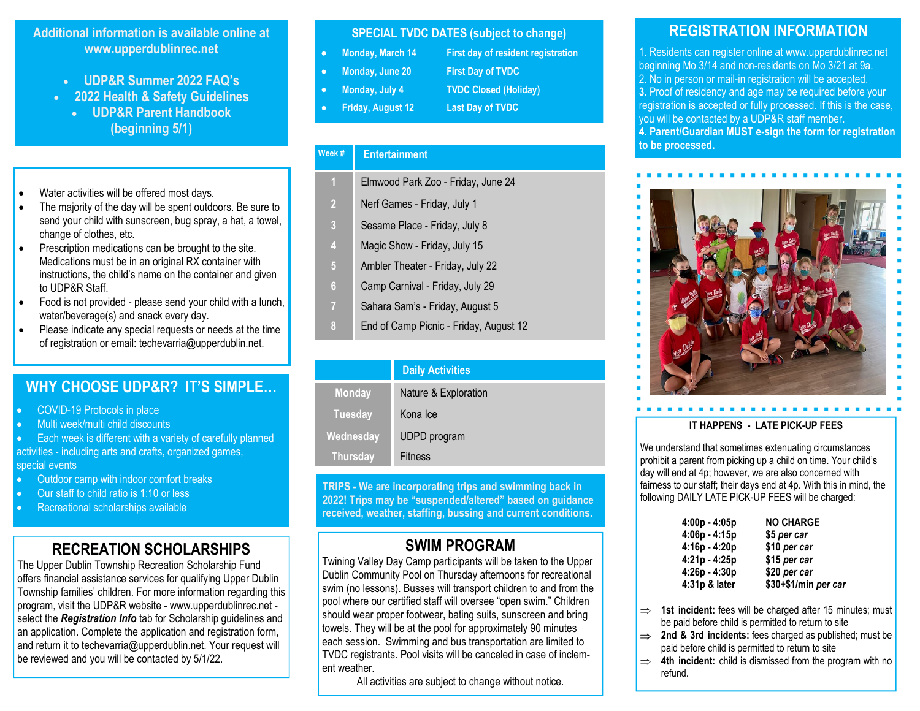**Additional information is available online at www.upperdublinrec.net**

- **UDP&R Summer 2022 FAQ's**
- **2022 Health & Safety Guidelines**
- **UDP&R Parent Handbook (beginning 5/1)**

- Water activities will be offered most days.
- The majority of the day will be spent outdoors. Be sure to send your child with sunscreen, bug spray, a hat, a towel, change of clothes, etc.
- Prescription medications can be brought to the site. Medications must be in an original RX container with instructions, the child's name on the container and given to UDP&R Staff.
- Food is not provided - please send your child with a lunch, water/beverage(s) and snack every day.
- Please indicate any special requests or needs at the time of registration or email: techevarria@upperdublin.net.

## WHY CHOOSE UDP&R? IT'S SIMPLE…

- COVID-19 Protocols in place
- Multi week/multi child discounts
- Each week is different with a variety of carefully planned activities - including arts and crafts, organized games, special events
- Outdoor camp with indoor comfort breaks
- Our staff to child ratio is 1:10 or less
- Recreational scholarships available

## RECREATION SCHOLARSHIPS

The Upper Dublin Township Recreation Scholarship Fund offers financial assistance services for qualifying Upper Dublin Township families' children. For more information regarding this program, visit the UDP&R website - www.upperdublinrec.net - select the ***Registration Info*** tab for Scholarship guidelines and an application. Complete the application and registration form, and return it to techevarria@upperdublin.net. Your request will be reviewed and you will be contacted by 5/1/22.

## SPECIAL TVDC DATES (subject to change)

| | |
|---|---|
| Monday, March 14 | First day of resident registration |
| Monday, June 20 | First Day of TVDC |
| Monday, July 4 | TVDC Closed (Holiday) |
| Friday, August 12 | Last Day of TVDC |

| Week # | Entertainment |
|---|---|
| 1 | Elmwood Park Zoo - Friday, June 24 |
| 2 | Nerf Games - Friday, July 1 |
| 3 | Sesame Place - Friday, July 8 |
| 4 | Magic Show - Friday, July 15 |
| 5 | Ambler Theater - Friday, July 22 |
| 6 | Camp Carnival - Friday, July 29 |
| 7 | Sahara Sam's - Friday, August 5 |
| 8 | End of Camp Picnic - Friday, August 12 |

| | Daily Activities |
|---|---|
| Monday | Nature & Exploration |
| Tuesday | Kona Ice |
| Wednesday | UDPD program |
| Thursday | Fitness |

**TRIPS - We are incorporating trips and swimming back in 2022! Trips may be "suspended/altered" based on guidance received, weather, staffing, bussing and current conditions.**

## SWIM PROGRAM

Twining Valley Day Camp participants will be taken to the Upper Dublin Community Pool on Thursday afternoons for recreational swim (no lessons). Busses will transport children to and from the pool where our certified staff will oversee "open swim." Children should wear proper footwear, bating suits, sunscreen and bring towels. They will be at the pool for approximately 90 minutes each session. Swimming and bus transportation are limited to TVDC registrants. Pool visits will be canceled in case of inclement weather.

All activities are subject to change without notice.

## REGISTRATION INFORMATION

1. Residents can register online at www.upperdublinrec.net beginning Mo 3/14 and non-residents on Mo 3/21 at 9a.
2. No in person or mail-in registration will be accepted.
3. Proof of residency and age may be required before your registration is accepted or fully processed. If this is the case, you will be contacted by a UDP&R staff member.
4. **Parent/Guardian MUST e-sign the form for registration to be processed.**

### IT HAPPENS - LATE PICK-UP FEES

We understand that sometimes extenuating circumstances prohibit a parent from picking up a child on time. Your child's day will end at 4p; however, we are also concerned with fairness to our staff; their days end at 4p. With this in mind, the following DAILY LATE PICK-UP FEES will be charged:

| | |
|---|---|
| **4:00p - 4:05p** | **NO CHARGE** |
| **4:06p - 4:15p** | **$5 *per car*** |
| **4:16p - 4:20p** | **$10 *per car*** |
| **4:21p - 4:25p** | **$15 *per car*** |
| **4:26p - 4:30p** | **$20 *per car*** |
| **4:31p & later** | **$30+$1/min *per car*** |

- ⇒ **1st incident:** fees will be charged after 15 minutes; must be paid before child is permitted to return to site
- ⇒ **2nd & 3rd incidents:** fees charged as published; must be paid before child is permitted to return to site
- ⇒ **4th incident:** child is dismissed from the program with no refund.